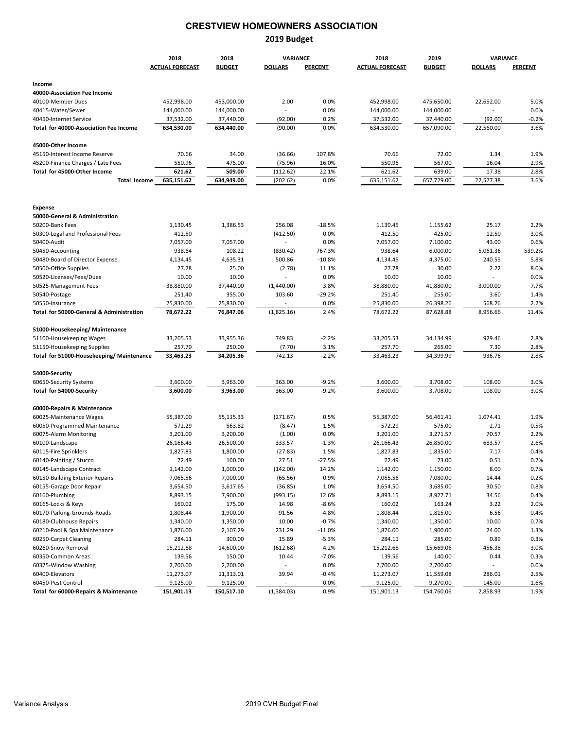# CRESTVIEW HOMEOWNERS ASSOCIATION

## 2019 Budget

| | 2018 | 2018 | VARIANCE | | 2018 | 2019 | VARIANCE | |
|---|---|---|---|---|---|---|---|---|
| | ACTUAL FORECAST | BUDGET | DOLLARS | PERCENT | ACTUAL FORECAST | BUDGET | DOLLARS | PERCENT |
| **Income** | | | | | | | | |
| **40000-Association Fee Income** | | | | | | | | |
| 40100-Member Dues | 452,998.00 | 453,000.00 | 2.00 | 0.0% | 452,998.00 | 475,650.00 | 22,652.00 | 5.0% |
| 40415-Water/Sewer | 144,000.00 | 144,000.00 | - | 0.0% | 144,000.00 | 144,000.00 | - | 0.0% |
| 40450-Internet Service | 37,532.00 | 37,440.00 | (92.00) | 0.2% | 37,532.00 | 37,440.00 | (92.00) | -0.2% |
| **Total for 40000-Association Fee Income** | **634,530.00** | **634,440.00** | (90.00) | 0.0% | 634,530.00 | 657,090.00 | 22,560.00 | 3.6% |
| **45000-Other Income** | | | | | | | | |
| 45150-Interest Income Reserve | 70.66 | 34.00 | (36.66) | 107.8% | 70.66 | 72.00 | 1.34 | 1.9% |
| 45200-Finance Charges / Late Fees | 550.96 | 475.00 | (75.96) | 16.0% | 550.96 | 567.00 | 16.04 | 2.9% |
| **Total for 45000-Other Income** | **621.62** | **509.00** | (112.62) | 22.1% | 621.62 | 639.00 | 17.38 | 2.8% |
| **Total Income** | **635,151.62** | 634,949.00 | (202.62) | 0.0% | 635,151.62 | 657,729.00 | 22,577.38 | 3.6% |
| **Expense** | | | | | | | | |
| **50000-General & Administration** | | | | | | | | |
| 50200-Bank Fees | 1,130.45 | 1,386.53 | 256.08 | -18.5% | 1,130.45 | 1,155.62 | 25.17 | 2.2% |
| 50300-Legal and Professional Fees | 412.50 | - | (412.50) | 0.0% | 412.50 | 425.00 | 12.50 | 3.0% |
| 50400-Audit | 7,057.00 | 7,057.00 | - | 0.0% | 7,057.00 | 7,100.00 | 43.00 | 0.6% |
| 50450-Accounting | 938.64 | 108.22 | (830.42) | 767.3% | 938.64 | 6,000.00 | 5,061.36 | 539.2% |
| 50480-Board of Director Expense | 4,134.45 | 4,635.31 | 500.86 | -10.8% | 4,134.45 | 4,375.00 | 240.55 | 5.8% |
| 50500-Office Supplies | 27.78 | 25.00 | (2.78) | 11.1% | 27.78 | 30.00 | 2.22 | 8.0% |
| 50520-Licenses/Fees/Dues | 10.00 | 10.00 | - | 0.0% | 10.00 | 10.00 | - | 0.0% |
| 50525-Management Fees | 38,880.00 | 37,440.00 | (1,440.00) | 3.8% | 38,880.00 | 41,880.00 | 3,000.00 | 7.7% |
| 50540-Postage | 251.40 | 355.00 | 103.60 | -29.2% | 251.40 | 255.00 | 3.60 | 1.4% |
| 50550-Insurance | 25,830.00 | 25,830.00 | - | 0.0% | 25,830.00 | 26,398.26 | 568.26 | 2.2% |
| **Total for 50000-General & Administration** | **78,672.22** | **76,847.06** | (1,825.16) | 2.4% | 78,672.22 | 87,628.88 | 8,956.66 | 11.4% |
| **51000-Housekeeping/ Maintenance** | | | | | | | | |
| 51100-Housekeeping Wages | 33,205.53 | 33,955.36 | 749.83 | -2.2% | 33,205.53 | 34,134.99 | 929.46 | 2.8% |
| 51150-Housekeeping Supplies | 257.70 | 250.00 | (7.70) | 3.1% | 257.70 | 265.00 | 7.30 | 2.8% |
| **Total for 51000-Housekeeping/ Maintenance** | **33,463.23** | **34,205.36** | 742.13 | -2.2% | 33,463.23 | 34,399.99 | 936.76 | 2.8% |
| **54000-Security** | | | | | | | | |
| 60650-Security Systems | 3,600.00 | 3,963.00 | 363.00 | -9.2% | 3,600.00 | 3,708.00 | 108.00 | 3.0% |
| **Total for 54000-Security** | **3,600.00** | **3,963.00** | 363.00 | -9.2% | 3,600.00 | 3,708.00 | 108.00 | 3.0% |
| **60000-Repairs & Maintenance** | | | | | | | | |
| 60025-Maintenance Wages | 55,387.00 | 55,115.33 | (271.67) | 0.5% | 55,387.00 | 56,461.41 | 1,074.41 | 1.9% |
| 60050-Programmed Maintenance | 572.29 | 563.82 | (8.47) | 1.5% | 572.29 | 575.00 | 2.71 | 0.5% |
| 60075-Alarm Monitoring | 3,201.00 | 3,200.00 | (1.00) | 0.0% | 3,201.00 | 3,271.57 | 70.57 | 2.2% |
| 60100-Landscape | 26,166.43 | 26,500.00 | 333.57 | -1.3% | 26,166.43 | 26,850.00 | 683.57 | 2.6% |
| 60115-Fire Sprinklers | 1,827.83 | 1,800.00 | (27.83) | 1.5% | 1,827.83 | 1,835.00 | 7.17 | 0.4% |
| 60140-Painting / Stucco | 72.49 | 100.00 | 27.51 | -27.5% | 72.49 | 73.00 | 0.51 | 0.7% |
| 60145-Landscape Contract | 1,142.00 | 1,000.00 | (142.00) | 14.2% | 1,142.00 | 1,150.00 | 8.00 | 0.7% |
| 60150-Building Exterior Repairs | 7,065.56 | 7,000.00 | (65.56) | 0.9% | 7,065.56 | 7,080.00 | 14.44 | 0.2% |
| 60155-Garage Door Repair | 3,654.50 | 3,617.65 | (36.85) | 1.0% | 3,654.50 | 3,685.00 | 30.50 | 0.8% |
| 60160-Plumbing | 8,893.15 | 7,900.00 | (993.15) | 12.6% | 8,893.15 | 8,927.71 | 34.56 | 0.4% |
| 60165-Locks & Keys | 160.02 | 175.00 | 14.98 | -8.6% | 160.02 | 163.24 | 3.22 | 2.0% |
| 60170-Parking-Grounds-Roads | 1,808.44 | 1,900.00 | 91.56 | -4.8% | 1,808.44 | 1,815.00 | 6.56 | 0.4% |
| 60180-Clubhouse Repairs | 1,340.00 | 1,350.00 | 10.00 | -0.7% | 1,340.00 | 1,350.00 | 10.00 | 0.7% |
| 60210-Pool & Spa Maintenance | 1,876.00 | 2,107.29 | 231.29 | -11.0% | 1,876.00 | 1,900.00 | 24.00 | 1.3% |
| 60250-Carpet Cleaning | 284.11 | 300.00 | 15.89 | -5.3% | 284.11 | 285.00 | 0.89 | 0.3% |
| 60260-Snow Removal | 15,212.68 | 14,600.00 | (612.68) | 4.2% | 15,212.68 | 15,669.06 | 456.38 | 3.0% |
| 60350-Common Areas | 139.56 | 150.00 | 10.44 | -7.0% | 139.56 | 140.00 | 0.44 | 0.3% |
| 60375-Window Washing | 2,700.00 | 2,700.00 | - | 0.0% | 2,700.00 | 2,700.00 | - | 0.0% |
| 60400-Elevators | 11,273.07 | 11,313.01 | 39.94 | -0.4% | 11,273.07 | 11,559.08 | 286.01 | 2.5% |
| 60450-Pest Control | 9,125.00 | 9,125.00 | - | 0.0% | 9,125.00 | 9,270.00 | 145.00 | 1.6% |
| **Total for 60000-Repairs & Maintenance** | **151,901.13** | **150,517.10** | (1,384.03) | 0.9% | 151,901.13 | 154,760.06 | 2,858.93 | 1.9% |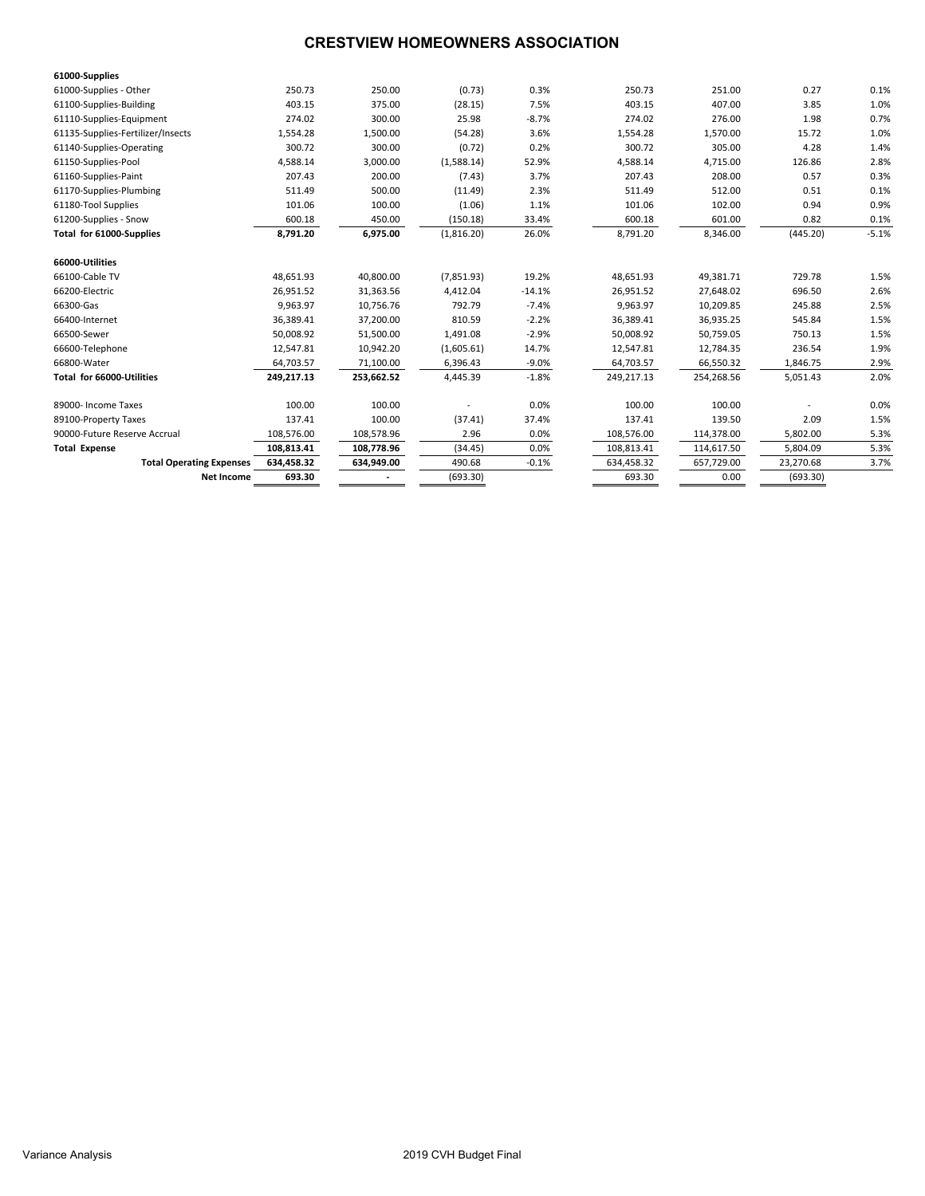# CRESTVIEW HOMEOWNERS ASSOCIATION

| | | | | | | | | |
|---|---|---|---|---|---|---|---|---|
| **61000-Supplies** | | | | | | | | |
| 61000-Supplies - Other | 250.73 | 250.00 | (0.73) | 0.3% | 250.73 | 251.00 | 0.27 | 0.1% |
| 61100-Supplies-Building | 403.15 | 375.00 | (28.15) | 7.5% | 403.15 | 407.00 | 3.85 | 1.0% |
| 61110-Supplies-Equipment | 274.02 | 300.00 | 25.98 | -8.7% | 274.02 | 276.00 | 1.98 | 0.7% |
| 61135-Supplies-Fertilizer/Insects | 1,554.28 | 1,500.00 | (54.28) | 3.6% | 1,554.28 | 1,570.00 | 15.72 | 1.0% |
| 61140-Supplies-Operating | 300.72 | 300.00 | (0.72) | 0.2% | 300.72 | 305.00 | 4.28 | 1.4% |
| 61150-Supplies-Pool | 4,588.14 | 3,000.00 | (1,588.14) | 52.9% | 4,588.14 | 4,715.00 | 126.86 | 2.8% |
| 61160-Supplies-Paint | 207.43 | 200.00 | (7.43) | 3.7% | 207.43 | 208.00 | 0.57 | 0.3% |
| 61170-Supplies-Plumbing | 511.49 | 500.00 | (11.49) | 2.3% | 511.49 | 512.00 | 0.51 | 0.1% |
| 61180-Tool Supplies | 101.06 | 100.00 | (1.06) | 1.1% | 101.06 | 102.00 | 0.94 | 0.9% |
| 61200-Supplies - Snow | 600.18 | 450.00 | (150.18) | 33.4% | 600.18 | 601.00 | 0.82 | 0.1% |
| **Total for 61000-Supplies** | **8,791.20** | **6,975.00** | (1,816.20) | 26.0% | 8,791.20 | 8,346.00 | (445.20) | -5.1% |
| **66000-Utilities** | | | | | | | | |
| 66100-Cable TV | 48,651.93 | 40,800.00 | (7,851.93) | 19.2% | 48,651.93 | 49,381.71 | 729.78 | 1.5% |
| 66200-Electric | 26,951.52 | 31,363.56 | 4,412.04 | -14.1% | 26,951.52 | 27,648.02 | 696.50 | 2.6% |
| 66300-Gas | 9,963.97 | 10,756.76 | 792.79 | -7.4% | 9,963.97 | 10,209.85 | 245.88 | 2.5% |
| 66400-Internet | 36,389.41 | 37,200.00 | 810.59 | -2.2% | 36,389.41 | 36,935.25 | 545.84 | 1.5% |
| 66500-Sewer | 50,008.92 | 51,500.00 | 1,491.08 | -2.9% | 50,008.92 | 50,759.05 | 750.13 | 1.5% |
| 66600-Telephone | 12,547.81 | 10,942.20 | (1,605.61) | 14.7% | 12,547.81 | 12,784.35 | 236.54 | 1.9% |
| 66800-Water | 64,703.57 | 71,100.00 | 6,396.43 | -9.0% | 64,703.57 | 66,550.32 | 1,846.75 | 2.9% |
| **Total for 66000-Utilities** | **249,217.13** | **253,662.52** | 4,445.39 | -1.8% | 249,217.13 | 254,268.56 | 5,051.43 | 2.0% |
| 89000- Income Taxes | 100.00 | 100.00 | - | 0.0% | 100.00 | 100.00 | - | 0.0% |
| 89100-Property Taxes | 137.41 | 100.00 | (37.41) | 37.4% | 137.41 | 139.50 | 2.09 | 1.5% |
| 90000-Future Reserve Accrual | 108,576.00 | 108,578.96 | 2.96 | 0.0% | 108,576.00 | 114,378.00 | 5,802.00 | 5.3% |
| **Total Expense** | **108,813.41** | **108,778.96** | (34.45) | 0.0% | 108,813.41 | 114,617.50 | 5,804.09 | 5.3% |
| **Total Operating Expenses** | **634,458.32** | **634,949.00** | 490.68 | -0.1% | 634,458.32 | 657,729.00 | 23,270.68 | 3.7% |
| **Net Income** | **693.30** | **-** | (693.30) | | 693.30 | 0.00 | (693.30) | |

Variance Analysis 2019 CVH Budget Final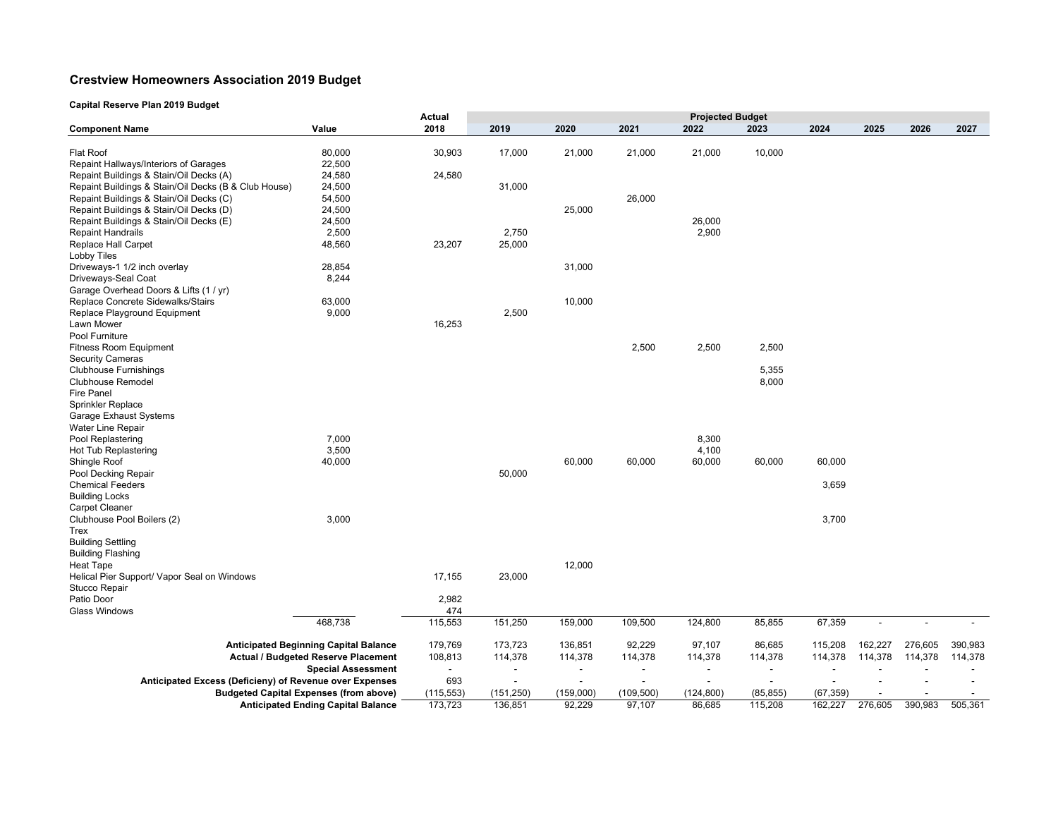## Crestview Homeowners Association 2019 Budget

### Capital Reserve Plan 2019 Budget

| Component Name | Value | Actual 2018 | Projected Budget 2019 | 2020 | 2021 | 2022 | 2023 | 2024 | 2025 | 2026 | 2027 |
|---|---|---|---|---|---|---|---|---|---|---|---|
| Flat Roof | 80,000 | 30,903 | 17,000 | 21,000 | 21,000 | 21,000 | 10,000 | | | | |
| Repaint Hallways/Interiors of Garages | 22,500 | | | | | | | | | | |
| Repaint Buildings & Stain/Oil Decks (A) | 24,580 | 24,580 | | | | | | | | | |
| Repaint Buildings & Stain/Oil Decks (B & Club House) | 24,500 | | 31,000 | | | | | | | | |
| Repaint Buildings & Stain/Oil Decks (C) | 54,500 | | | | 26,000 | | | | | | |
| Repaint Buildings & Stain/Oil Decks (D) | 24,500 | | | 25,000 | | | | | | | |
| Repaint Buildings & Stain/Oil Decks (E) | 24,500 | | | | | 26,000 | | | | | |
| Repaint Handrails | 2,500 | | 2,750 | | | 2,900 | | | | | |
| Replace Hall Carpet | 48,560 | 23,207 | 25,000 | | | | | | | | |
| Lobby Tiles | | | | | | | | | | | |
| Driveways-1 1/2 inch overlay | 28,854 | | | 31,000 | | | | | | | |
| Driveways-Seal Coat | 8,244 | | | | | | | | | | |
| Garage Overhead Doors & Lifts (1 / yr) | | | | | | | | | | | |
| Replace Concrete Sidewalks/Stairs | 63,000 | | | 10,000 | | | | | | | |
| Replace Playground Equipment | 9,000 | | 2,500 | | | | | | | | |
| Lawn Mower | | 16,253 | | | | | | | | | |
| Pool Furniture | | | | | | | | | | | |
| Fitness Room Equipment | | | | | 2,500 | 2,500 | 2,500 | | | | |
| Security Cameras | | | | | | | | | | | |
| Clubhouse Furnishings | | | | | | | 5,355 | | | | |
| Clubhouse Remodel | | | | | | | 8,000 | | | | |
| Fire Panel | | | | | | | | | | | |
| Sprinkler Replace | | | | | | | | | | | |
| Garage Exhaust Systems | | | | | | | | | | | |
| Water Line Repair | | | | | | | | | | | |
| Pool Replastering | 7,000 | | | | | 8,300 | | | | | |
| Hot Tub Replastering | 3,500 | | | | | 4,100 | | | | | |
| Shingle Roof | 40,000 | | | 60,000 | 60,000 | 60,000 | 60,000 | 60,000 | | | |
| Pool Decking Repair | | | 50,000 | | | | | | | | |
| Chemical Feeders | | | | | | | | 3,659 | | | |
| Building Locks | | | | | | | | | | | |
| Carpet Cleaner | | | | | | | | | | | |
| Clubhouse Pool Boilers (2) | 3,000 | | | | | | | 3,700 | | | |
| Trex | | | | | | | | | | | |
| Building Settling | | | | | | | | | | | |
| Building Flashing | | | | | | | | | | | |
| Heat Tape | | | | 12,000 | | | | | | | |
| Helical Pier Support/ Vapor Seal on Windows | | 17,155 | 23,000 | | | | | | | | |
| Stucco Repair | | | | | | | | | | | |
| Patio Door | | 2,982 | | | | | | | | | |
| Glass Windows | | 474 | | | | | | | | | |
| | 468,738 | 115,553 | 151,250 | 159,000 | 109,500 | 124,800 | 85,855 | 67,359 | - | - | - |
| **Anticipated Beginning Capital Balance** | | 179,769 | 173,723 | 136,851 | 92,229 | 97,107 | 86,685 | 115,208 | 162,227 | 276,605 | 390,983 |
| **Actual / Budgeted Reserve Placement** | | 108,813 | 114,378 | 114,378 | 114,378 | 114,378 | 114,378 | 114,378 | 114,378 | 114,378 | 114,378 |
| **Special Assessment** | | - | - | - | - | - | - | - | - | - | - |
| **Anticipated Excess (Deficieny) of Revenue over Expenses** | | 693 | - | - | - | - | - | - | - | - | - |
| **Budgeted Capital Expenses (from above)** | | (115,553) | (151,250) | (159,000) | (109,500) | (124,800) | (85,855) | (67,359) | - | - | - |
| **Anticipated Ending Capital Balance** | | 173,723 | 136,851 | 92,229 | 97,107 | 86,685 | 115,208 | 162,227 | 276,605 | 390,983 | 505,361 |